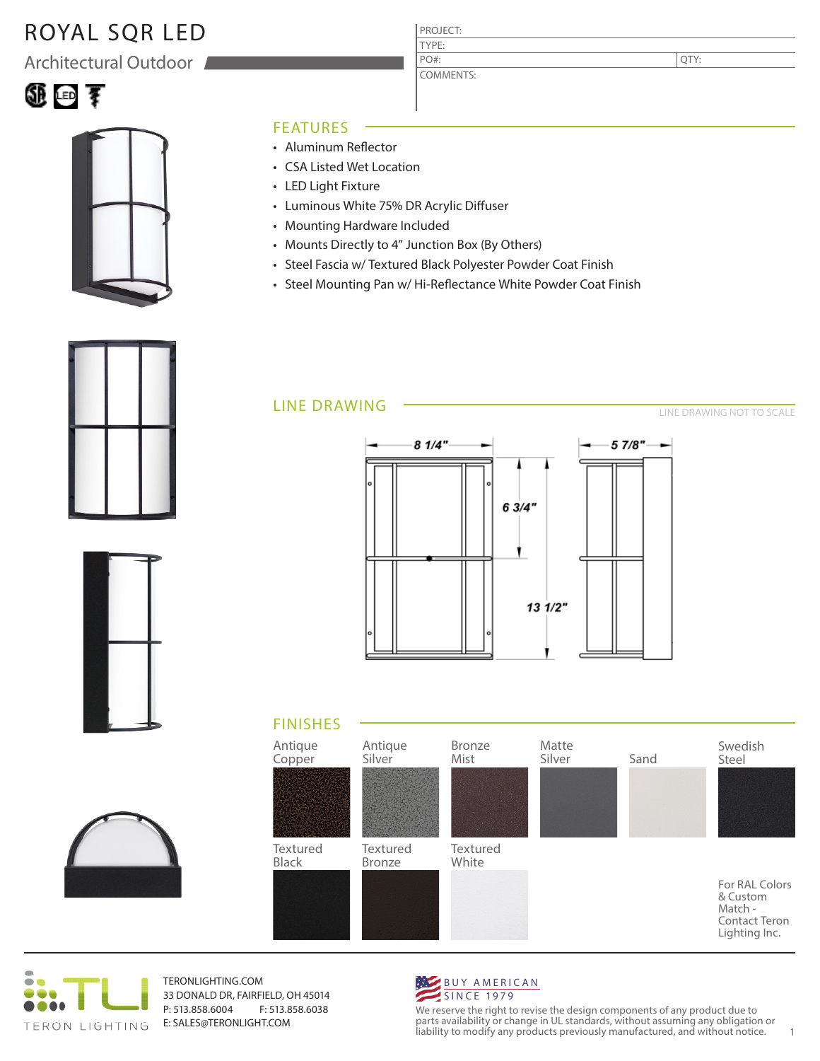# ROYAL SQR LED

## Architectural Outdoor

| PROJECT: | |
|---|---|
| TYPE: | |
| PO#: | QTY: |
| COMMENTS: | |

## FEATURES

- Aluminum Reflector
- CSA Listed Wet Location
- LED Light Fixture
- Luminous White 75% DR Acrylic Diffuser
- Mounting Hardware Included
- Mounts Directly to 4" Junction Box (By Others)
- Steel Fascia w/ Textured Black Polyester Powder Coat Finish
- Steel Mounting Pan w/ Hi-Reflectance White Powder Coat Finish

## LINE DRAWING

LINE DRAWING NOT TO SCALE

8 1/4"

5 7/8"

6 3/4"

13 1/2"

## FINISHES

| Antique Copper | Antique Silver | Bronze Mist | Matte Silver | Sand | Swedish Steel |
|---|---|---|---|---|---|
| Textured Black | Textured Bronze | Textured White | | | For RAL Colors & Custom Match - Contact Teron Lighting Inc. |

TERON LIGHTING

TERONLIGHTING.COM
33 DONALD DR, FAIRFIELD, OH 45014
P: 513.858.6004 F: 513.858.6038
E: SALES@TERONLIGHT.COM

BUY AMERICAN SINCE 1979

We reserve the right to revise the design components of any product due to parts availability or change in UL standards, without assuming any obligation or liability to modify any products previously manufactured, and without notice.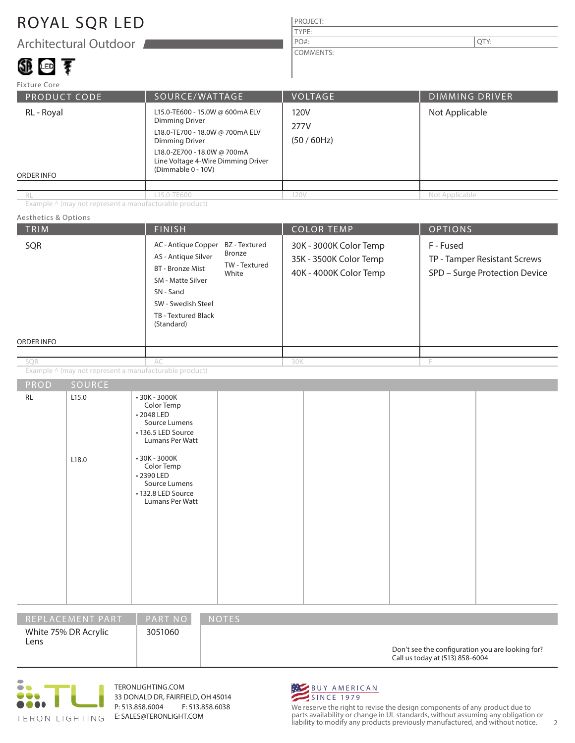# ROYAL SQR LED

## Architectural Outdoor

| PROJECT: | |
|---|---|
| TYPE: | |
| PO#: | QTY: |
| COMMENTS: | |

Fixture Core

| PRODUCT CODE | SOURCE/WATTAGE | VOLTAGE | DIMMING DRIVER |
|---|---|---|---|
| RL - Royal | L15.0-TE600 - 15.0W @ 600mA ELV Dimming Driver<br>L18.0-TE700 - 18.0W @ 700mA ELV Dimming Driver<br>L18.0-ZE700 - 18.0W @ 700mA Line Voltage 4-Wire Dimming Driver (Dimmable 0 - 10V) | 120V<br>277V<br>(50 / 60Hz) | Not Applicable |
| ORDER INFO | | | |
| RL | L15.0-TE600 | 120V | Not Applicable |

Example ^ (may not represent a manufacturable product)

Aesthetics & Options

| TRIM | FINISH | COLOR TEMP | OPTIONS |
|---|---|---|---|
| SQR | AC - Antique Copper<br>AS - Antique Silver<br>BT - Bronze Mist<br>SM - Matte Silver<br>SN - Sand<br>SW - Swedish Steel<br>TB - Textured Black (Standard)<br>BZ - Textured Bronze<br>TW - Textured White | 30K - 3000K Color Temp<br>35K - 3500K Color Temp<br>40K - 4000K Color Temp | F - Fused<br>TP - Tamper Resistant Screws<br>SPD – Surge Protection Device |
| ORDER INFO | | | |
| SQR | AC | 30K | F |

Example ^ (may not represent a manufacturable product)

| PROD | SOURCE | | | | | |
|---|---|---|---|---|---|---|
| RL | L15.0 | • 30K - 3000K Color Temp<br>• 2048 LED Source Lumens<br>• 136.5 LED Source Lumans Per Watt | | | | |
| | L18.0 | • 30K - 3000K Color Temp<br>• 2390 LED Source Lumens<br>• 132.8 LED Source Lumans Per Watt | | | | |

| REPLACEMENT PART | PART NO | NOTES |
|---|---|---|
| White 75% DR Acrylic Lens | 3051060 | Don't see the configuration you are looking for? Call us today at (513) 858-6004 |

TERON LIGHTING

TERONLIGHTING.COM
33 DONALD DR, FAIRFIELD, OH 45014
P: 513.858.6004 F: 513.858.6038
E: SALES@TERONLIGHT.COM

BUY AMERICAN SINCE 1979

We reserve the right to revise the design components of any product due to parts availability or change in UL standards, without assuming any obligation or liability to modify any products previously manufactured, and without notice.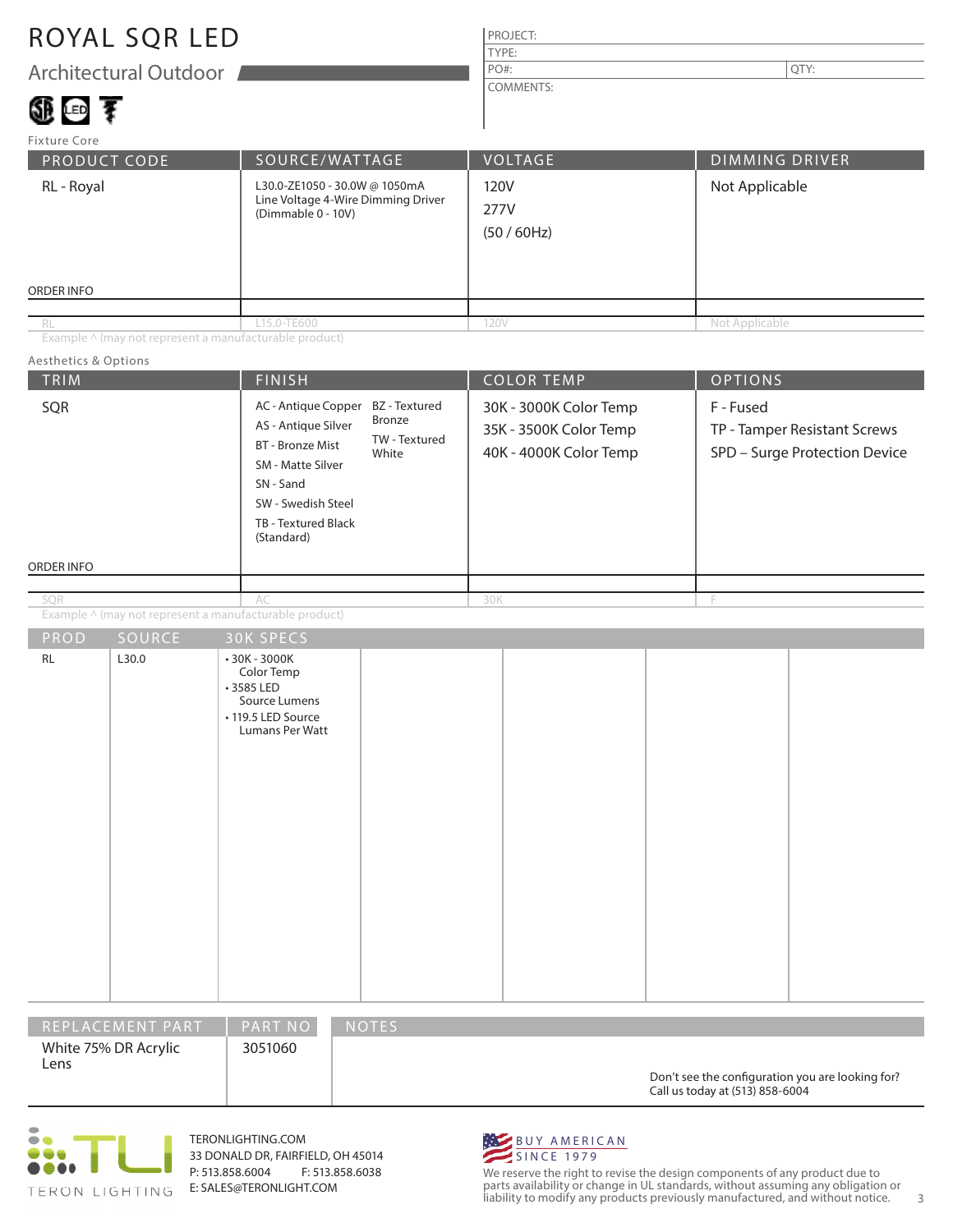# ROYAL SQR LED

## Architectural Outdoor

| | |
|---|---|
| PROJECT: | |
| TYPE: | |
| PO#: | QTY: |
| COMMENTS: | |

Fixture Core

| PRODUCT CODE | SOURCE/WATTAGE | VOLTAGE | DIMMING DRIVER |
|---|---|---|---|
| RL - Royal | L30.0-ZE1050 - 30.0W @ 1050mA Line Voltage 4-Wire Dimming Driver (Dimmable 0 - 10V) | 120V<br>277V<br>(50 / 60Hz) | Not Applicable |
| ORDER INFO | | | |
| RL | L15.0-TE600 | 120V | Not Applicable |

Example ^ (may not represent a manufacturable product)

Aesthetics & Options

| TRIM | FINISH | COLOR TEMP | OPTIONS |
|---|---|---|---|
| SQR | AC - Antique Copper<br>AS - Antique Silver<br>BT - Bronze Mist<br>SM - Matte Silver<br>SN - Sand<br>SW - Swedish Steel<br>TB - Textured Black (Standard)<br>BZ - Textured Bronze<br>TW - Textured White | 30K - 3000K Color Temp<br>35K - 3500K Color Temp<br>40K - 4000K Color Temp | F - Fused<br>TP - Tamper Resistant Screws<br>SPD – Surge Protection Device |
| ORDER INFO | | | |
| SQR | AC | 30K | F |

Example ^ (may not represent a manufacturable product)

| PROD | SOURCE | 30K SPECS | | | | |
|---|---|---|---|---|---|---|
| RL | L30.0 | • 30K - 3000K Color Temp<br>• 3585 LED Source Lumens<br>• 119.5 LED Source Lumans Per Watt | | | | |

| REPLACEMENT PART | PART NO | NOTES |
|---|---|---|
| White 75% DR Acrylic Lens | 3051060 | Don't see the configuration you are looking for? Call us today at (513) 858-6004 |

TERON LIGHTING

TERONLIGHTING.COM
33 DONALD DR, FAIRFIELD, OH 45014
P: 513.858.6004 F: 513.858.6038
E: SALES@TERONLIGHT.COM

BUY AMERICAN SINCE 1979

We reserve the right to revise the design components of any product due to parts availability or change in UL standards, without assuming any obligation or liability to modify any products previously manufactured, and without notice.